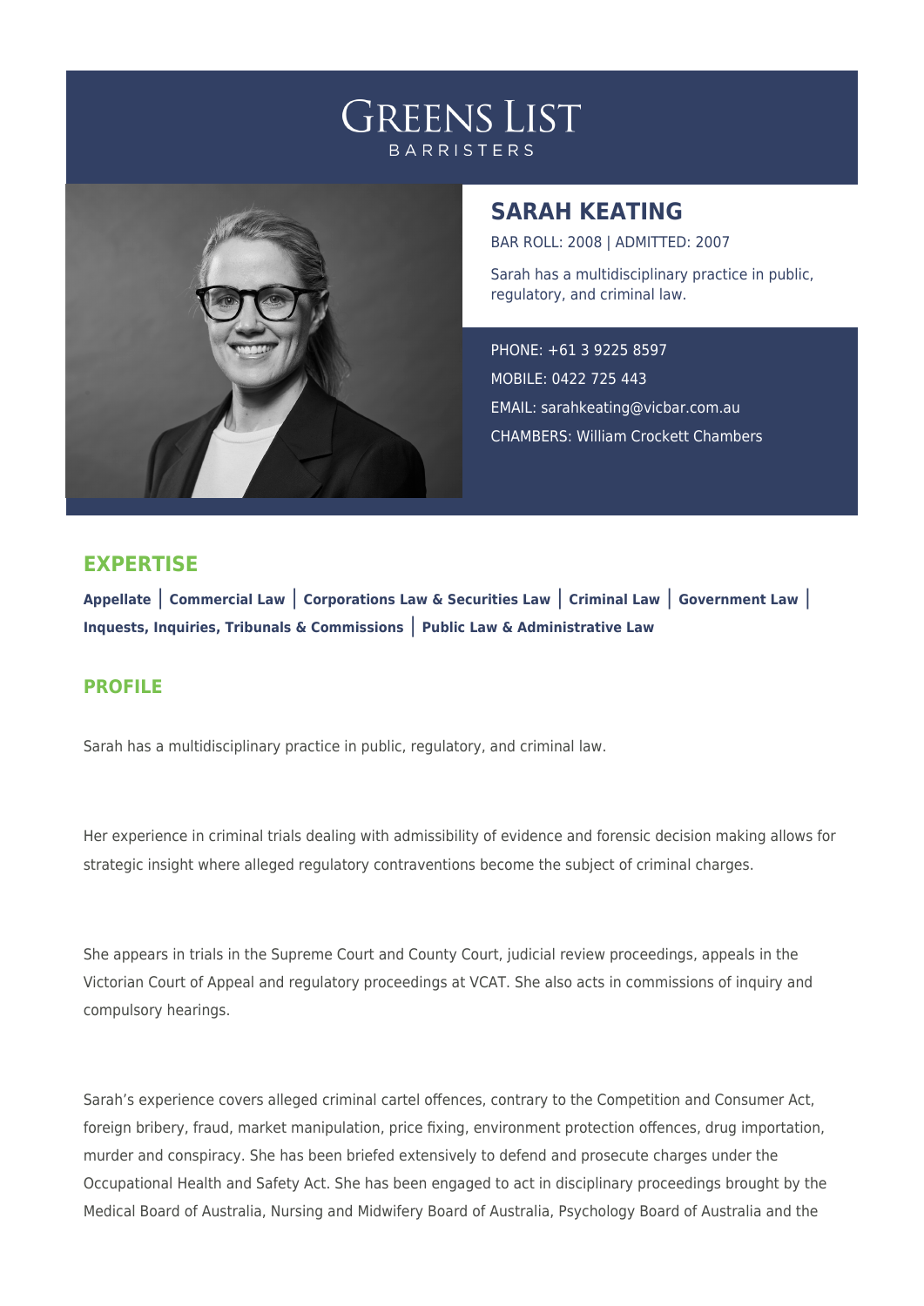# GREENS LIST
BARRISTERS

## SARAH KEATING

BAR ROLL: 2008 | ADMITTED: 2007

Sarah has a multidisciplinary practice in public, regulatory, and criminal law.

PHONE: +61 3 9225 8597

MOBILE: 0422 725 443

EMAIL: sarahkeating@vicbar.com.au

CHAMBERS: William Crockett Chambers

## EXPERTISE

**Appellate** | **Commercial Law** | **Corporations Law & Securities Law** | **Criminal Law** | **Government Law** | **Inquests, Inquiries, Tribunals & Commissions** | **Public Law & Administrative Law**

## PROFILE

Sarah has a multidisciplinary practice in public, regulatory, and criminal law.

Her experience in criminal trials dealing with admissibility of evidence and forensic decision making allows for strategic insight where alleged regulatory contraventions become the subject of criminal charges.

She appears in trials in the Supreme Court and County Court, judicial review proceedings, appeals in the Victorian Court of Appeal and regulatory proceedings at VCAT. She also acts in commissions of inquiry and compulsory hearings.

Sarah's experience covers alleged criminal cartel offences, contrary to the Competition and Consumer Act, foreign bribery, fraud, market manipulation, price fixing, environment protection offences, drug importation, murder and conspiracy. She has been briefed extensively to defend and prosecute charges under the Occupational Health and Safety Act. She has been engaged to act in disciplinary proceedings brought by the Medical Board of Australia, Nursing and Midwifery Board of Australia, Psychology Board of Australia and the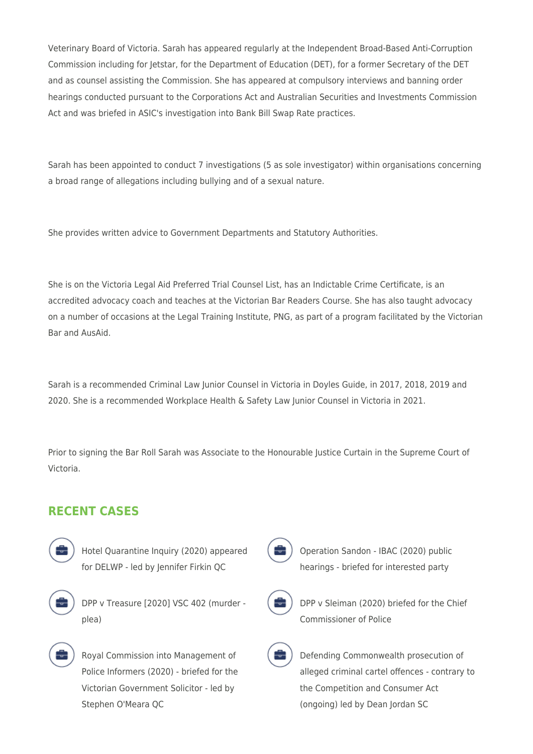Veterinary Board of Victoria. Sarah has appeared regularly at the Independent Broad-Based Anti-Corruption Commission including for Jetstar, for the Department of Education (DET), for a former Secretary of the DET and as counsel assisting the Commission. She has appeared at compulsory interviews and banning order hearings conducted pursuant to the Corporations Act and Australian Securities and Investments Commission Act and was briefed in ASIC's investigation into Bank Bill Swap Rate practices.

Sarah has been appointed to conduct 7 investigations (5 as sole investigator) within organisations concerning a broad range of allegations including bullying and of a sexual nature.

She provides written advice to Government Departments and Statutory Authorities.

She is on the Victoria Legal Aid Preferred Trial Counsel List, has an Indictable Crime Certificate, is an accredited advocacy coach and teaches at the Victorian Bar Readers Course. She has also taught advocacy on a number of occasions at the Legal Training Institute, PNG, as part of a program facilitated by the Victorian Bar and AusAid.

Sarah is a recommended Criminal Law Junior Counsel in Victoria in Doyles Guide, in 2017, 2018, 2019 and 2020. She is a recommended Workplace Health & Safety Law Junior Counsel in Victoria in 2021.

Prior to signing the Bar Roll Sarah was Associate to the Honourable Justice Curtain in the Supreme Court of Victoria.

## RECENT CASES

- Hotel Quarantine Inquiry (2020) appeared for DELWP - led by Jennifer Firkin QC
- Operation Sandon - IBAC (2020) public hearings - briefed for interested party
- DPP v Treasure [2020] VSC 402 (murder - plea)
- DPP v Sleiman (2020) briefed for the Chief Commissioner of Police
- Royal Commission into Management of Police Informers (2020) - briefed for the Victorian Government Solicitor - led by Stephen O'Meara QC
- Defending Commonwealth prosecution of alleged criminal cartel offences - contrary to the Competition and Consumer Act (ongoing) led by Dean Jordan SC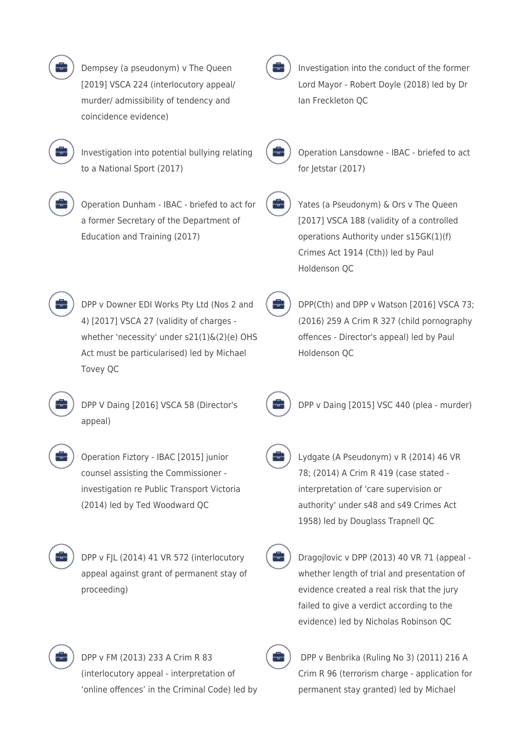- Dempsey (a pseudonym) v The Queen [2019] VSCA 224 (interlocutory appeal/ murder/ admissibility of tendency and coincidence evidence)
- Investigation into the conduct of the former Lord Mayor - Robert Doyle (2018) led by Dr Ian Freckleton QC
- Investigation into potential bullying relating to a National Sport (2017)
- Operation Lansdowne - IBAC - briefed to act for Jetstar (2017)
- Operation Dunham - IBAC - briefed to act for a former Secretary of the Department of Education and Training (2017)
- Yates (a Pseudonym) & Ors v The Queen [2017] VSCA 188 (validity of a controlled operations Authority under s15GK(1)(f) Crimes Act 1914 (Cth)) led by Paul Holdenson QC
- DPP v Downer EDI Works Pty Ltd (Nos 2 and 4) [2017] VSCA 27 (validity of charges - whether 'necessity' under s21(1)&(2)(e) OHS Act must be particularised) led by Michael Tovey QC
- DPP(Cth) and DPP v Watson [2016] VSCA 73; (2016) 259 A Crim R 327 (child pornography offences - Director's appeal) led by Paul Holdenson QC
- DPP V Daing [2016] VSCA 58 (Director's appeal)
- DPP v Daing [2015] VSC 440 (plea - murder)
- Operation Fiztory - IBAC [2015] junior counsel assisting the Commissioner - investigation re Public Transport Victoria (2014) led by Ted Woodward QC
- Lydgate (A Pseudonym) v R (2014) 46 VR 78; (2014) A Crim R 419 (case stated - interpretation of 'care supervision or authority' under s48 and s49 Crimes Act 1958) led by Douglass Trapnell QC
- DPP v FJL (2014) 41 VR 572 (interlocutory appeal against grant of permanent stay of proceeding)
- Dragojlovic v DPP (2013) 40 VR 71 (appeal - whether length of trial and presentation of evidence created a real risk that the jury failed to give a verdict according to the evidence) led by Nicholas Robinson QC
- DPP v FM (2013) 233 A Crim R 83 (interlocutory appeal - interpretation of 'online offences' in the Criminal Code) led by
- DPP v Benbrika (Ruling No 3) (2011) 216 A Crim R 96 (terrorism charge - application for permanent stay granted) led by Michael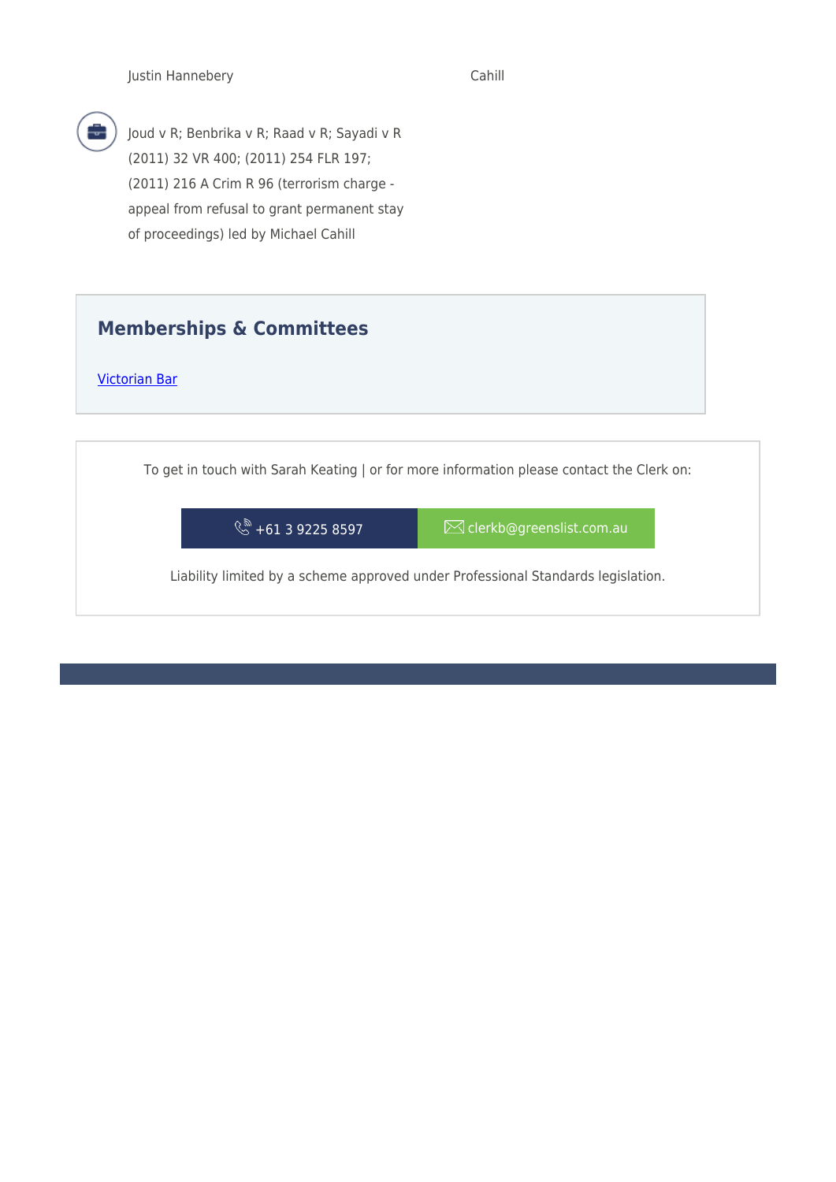Justin Hannebery Cahill

Joud v R; Benbrika v R; Raad v R; Sayadi v R (2011) 32 VR 400; (2011) 254 FLR 197; (2011) 216 A Crim R 96 (terrorism charge - appeal from refusal to grant permanent stay of proceedings) led by Michael Cahill

## Memberships & Committees

Victorian Bar

To get in touch with Sarah Keating | or for more information please contact the Clerk on:

+61 3 9225 8597 clerkb@greenslist.com.au

Liability limited by a scheme approved under Professional Standards legislation.